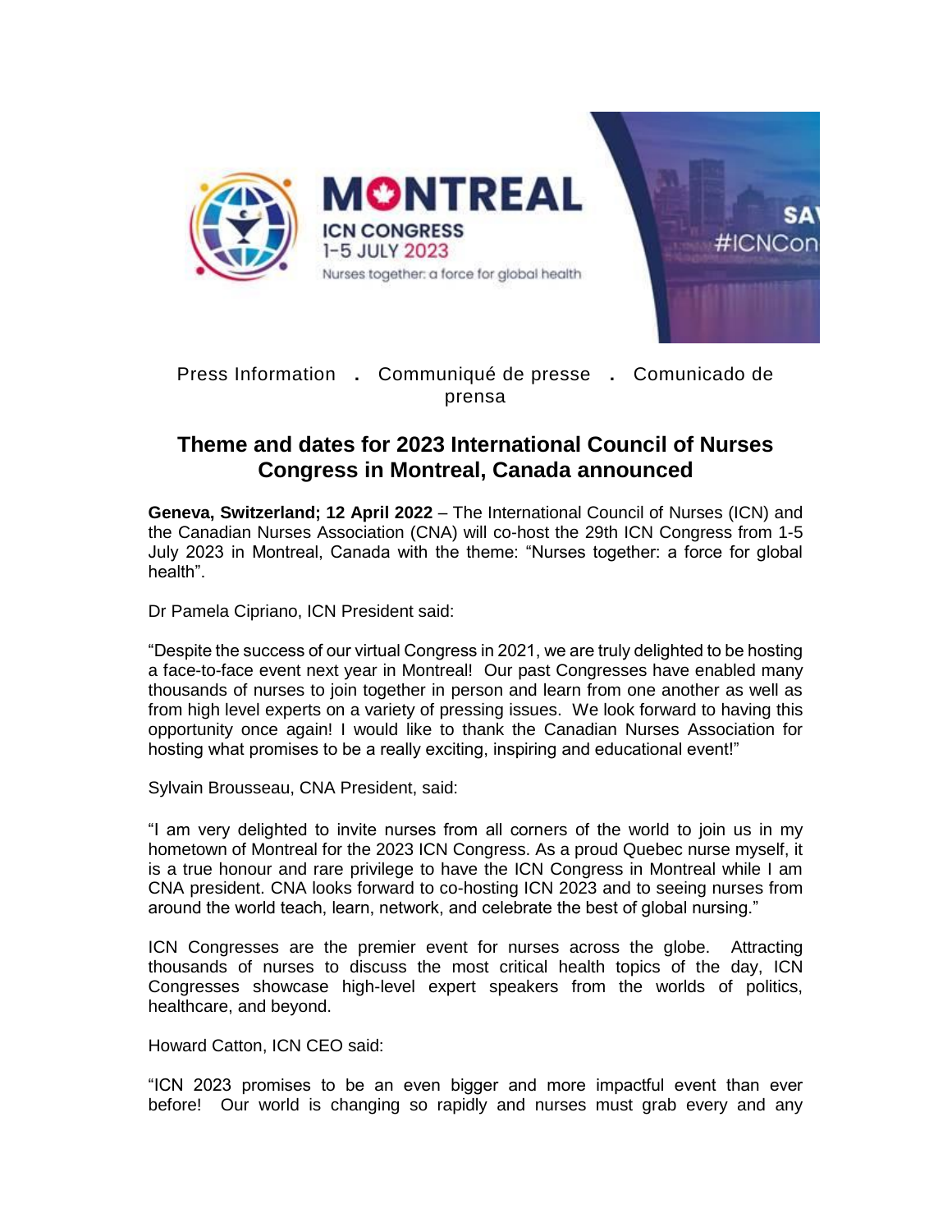Press Information . Communiqué de presse . Comunicado de prensa

# Theme and dates for 2023 International Council of Nurses Congress in Montreal, Canada announced

**Geneva, Switzerland; 12 April 2022** – The International Council of Nurses (ICN) and the Canadian Nurses Association (CNA) will co-host the 29th ICN Congress from 1-5 July 2023 in Montreal, Canada with the theme: "Nurses together: a force for global health".

Dr Pamela Cipriano, ICN President said:

"Despite the success of our virtual Congress in 2021, we are truly delighted to be hosting a face-to-face event next year in Montreal! Our past Congresses have enabled many thousands of nurses to join together in person and learn from one another as well as from high level experts on a variety of pressing issues. We look forward to having this opportunity once again! I would like to thank the Canadian Nurses Association for hosting what promises to be a really exciting, inspiring and educational event!"

Sylvain Brousseau, CNA President, said:

"I am very delighted to invite nurses from all corners of the world to join us in my hometown of Montreal for the 2023 ICN Congress. As a proud Quebec nurse myself, it is a true honour and rare privilege to have the ICN Congress in Montreal while I am CNA president. CNA looks forward to co-hosting ICN 2023 and to seeing nurses from around the world teach, learn, network, and celebrate the best of global nursing."

ICN Congresses are the premier event for nurses across the globe. Attracting thousands of nurses to discuss the most critical health topics of the day, ICN Congresses showcase high-level expert speakers from the worlds of politics, healthcare, and beyond.

Howard Catton, ICN CEO said:

"ICN 2023 promises to be an even bigger and more impactful event than ever before! Our world is changing so rapidly and nurses must grab every and any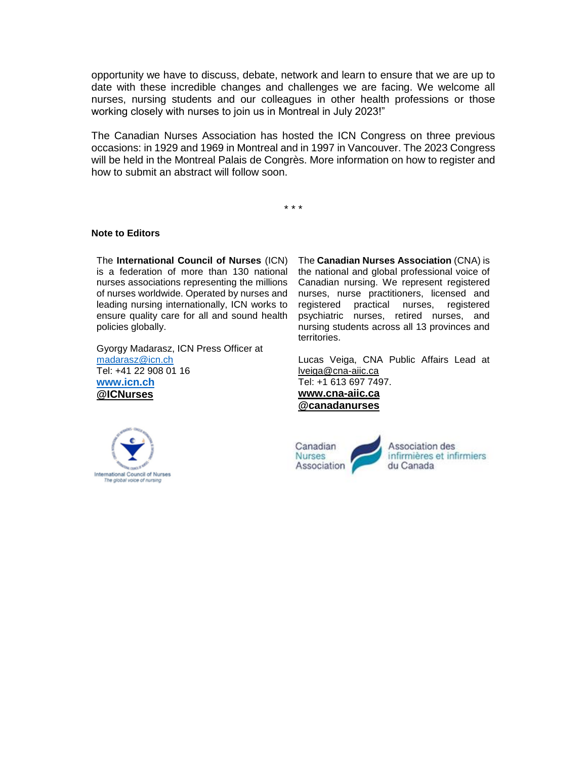opportunity we have to discuss, debate, network and learn to ensure that we are up to date with these incredible changes and challenges we are facing. We welcome all nurses, nursing students and our colleagues in other health professions or those working closely with nurses to join us in Montreal in July 2023!"

The Canadian Nurses Association has hosted the ICN Congress on three previous occasions: in 1929 and 1969 in Montreal and in 1997 in Vancouver. The 2023 Congress will be held in the Montreal Palais de Congrès. More information on how to register and how to submit an abstract will follow soon.

\* \* \*

**Note to Editors**

The **International Council of Nurses** (ICN) is a federation of more than 130 national nurses associations representing the millions of nurses worldwide. Operated by nurses and leading nursing internationally, ICN works to ensure quality care for all and sound health policies globally.

Gyorgy Madarasz, ICN Press Officer at madarasz@icn.ch
Tel: +41 22 908 01 16
**www.icn.ch**
**@ICNurses**

International Council of Nurses
*The global voice of nursing*

The **Canadian Nurses Association** (CNA) is the national and global professional voice of Canadian nursing. We represent registered nurses, nurse practitioners, licensed and registered practical nurses, registered psychiatric nurses, retired nurses, and nursing students across all 13 provinces and territories.

Lucas Veiga, CNA Public Affairs Lead at lveiga@cna-aiic.ca
Tel: +1 613 697 7497.
**www.cna-aiic.ca**
**@canadanurses**

Canadian Nurses Association
Association des infirmières et infirmiers du Canada